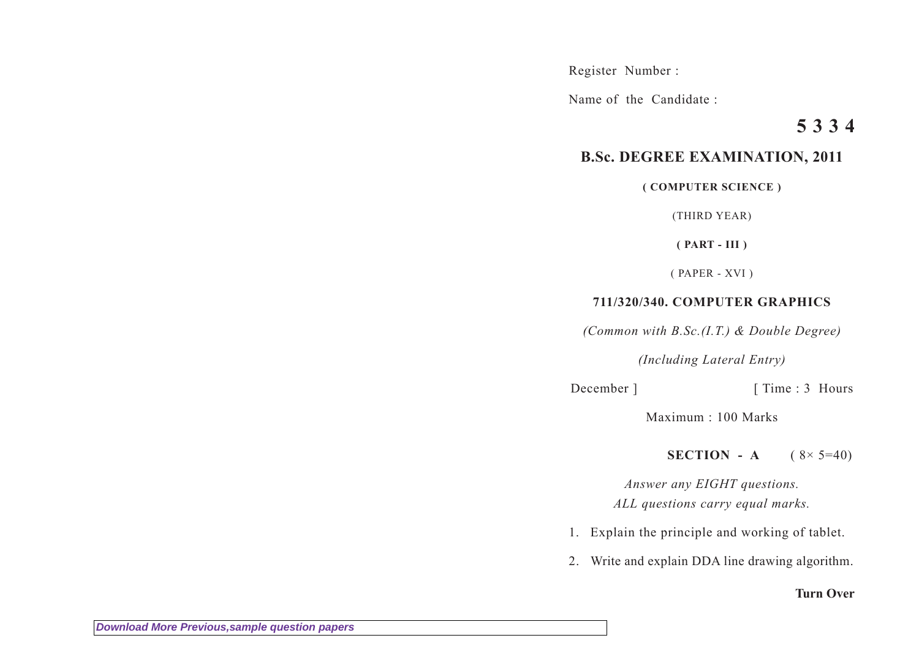Register Number :

Name of the Candidate :

**5 3 3 4**

## B.Sc. DEGREE EXAMINATION, 2011

**( COMPUTER SCIENCE )**

(THIRD YEAR)

**( PART - III )**

( PAPER - XVI )

**711/320/340. COMPUTER GRAPHICS**

*(Common with B.Sc.(I.T.) & Double Degree)*

*(Including Lateral Entry)*

December ] [ Time : 3 Hours

Maximum : 100 Marks

**SECTION - A** ( $8\times 5=40$)

*Answer any EIGHT questions.*
*ALL questions carry equal marks.*

1. Explain the principle and working of tablet.

2. Write and explain DDA line drawing algorithm.

**Turn Over**

Download More Previous,sample question papers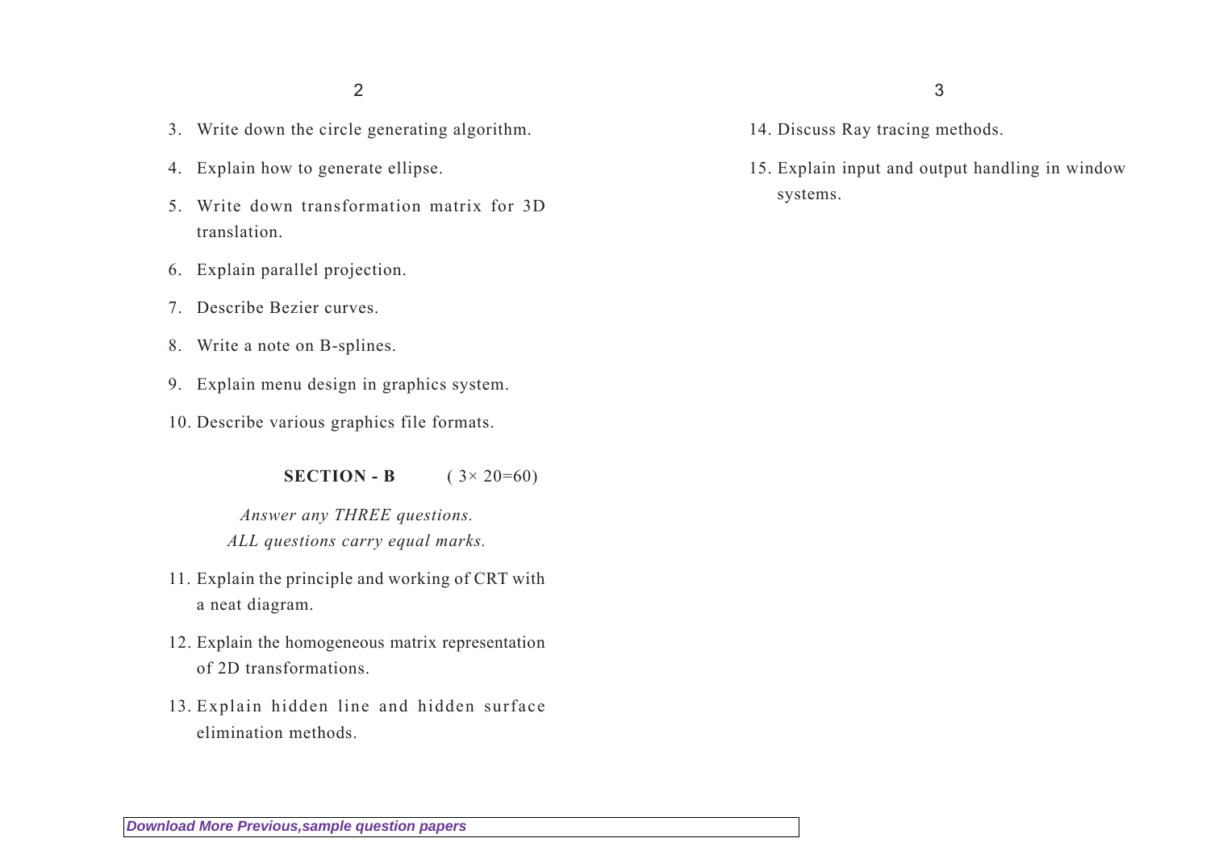3. Write down the circle generating algorithm.

4. Explain how to generate ellipse.

5. Write down transformation matrix for 3D translation.

6. Explain parallel projection.

7. Describe Bezier curves.

8. Write a note on B-splines.

9. Explain menu design in graphics system.

10. Describe various graphics file formats.

**SECTION - B** $(3\times 20=60)$

*Answer any THREE questions.*
*ALL questions carry equal marks.*

11. Explain the principle and working of CRT with a neat diagram.

12. Explain the homogeneous matrix representation of 2D transformations.

13. Explain hidden line and hidden surface elimination methods.

14. Discuss Ray tracing methods.

15. Explain input and output handling in window systems.

*Download More Previous,sample question papers*